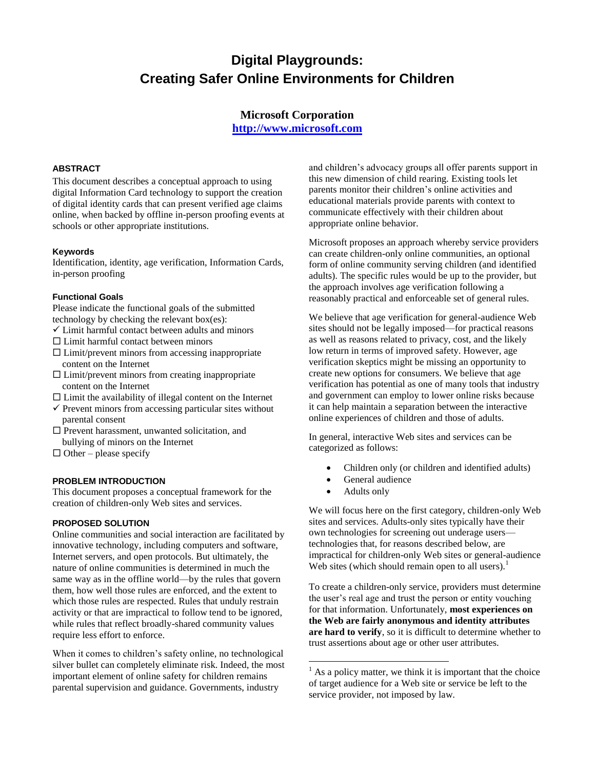# Digital Playgrounds: Creating Safer Online Environments for Children

**Microsoft Corporation**
**http://www.microsoft.com**

### ABSTRACT

This document describes a conceptual approach to using digital Information Card technology to support the creation of digital identity cards that can present verified age claims online, when backed by offline in-person proofing events at schools or other appropriate institutions.

### Keywords

Identification, identity, age verification, Information Cards, in-person proofing

### Functional Goals

Please indicate the functional goals of the submitted technology by checking the relevant box(es):

- ✓ Limit harmful contact between adults and minors
- ☐ Limit harmful contact between minors
- ☐ Limit/prevent minors from accessing inappropriate content on the Internet
- ☐ Limit/prevent minors from creating inappropriate content on the Internet
- ☐ Limit the availability of illegal content on the Internet
- ✓ Prevent minors from accessing particular sites without parental consent
- ☐ Prevent harassment, unwanted solicitation, and bullying of minors on the Internet
- ☐ Other – please specify

### PROBLEM INTRODUCTION

This document proposes a conceptual framework for the creation of children-only Web sites and services.

### PROPOSED SOLUTION

Online communities and social interaction are facilitated by innovative technology, including computers and software, Internet servers, and open protocols. But ultimately, the nature of online communities is determined in much the same way as in the offline world—by the rules that govern them, how well those rules are enforced, and the extent to which those rules are respected. Rules that unduly restrain activity or that are impractical to follow tend to be ignored, while rules that reflect broadly-shared community values require less effort to enforce.

When it comes to children's safety online, no technological silver bullet can completely eliminate risk. Indeed, the most important element of online safety for children remains parental supervision and guidance. Governments, industry and children's advocacy groups all offer parents support in this new dimension of child rearing. Existing tools let parents monitor their children's online activities and educational materials provide parents with context to communicate effectively with their children about appropriate online behavior.

Microsoft proposes an approach whereby service providers can create children-only online communities, an optional form of online community serving children (and identified adults). The specific rules would be up to the provider, but the approach involves age verification following a reasonably practical and enforceable set of general rules.

We believe that age verification for general-audience Web sites should not be legally imposed—for practical reasons as well as reasons related to privacy, cost, and the likely low return in terms of improved safety. However, age verification skeptics might be missing an opportunity to create new options for consumers. We believe that age verification has potential as one of many tools that industry and government can employ to lower online risks because it can help maintain a separation between the interactive online experiences of children and those of adults.

In general, interactive Web sites and services can be categorized as follows:

- Children only (or children and identified adults)
- General audience
- Adults only

We will focus here on the first category, children-only Web sites and services. Adults-only sites typically have their own technologies for screening out underage users—technologies that, for reasons described below, are impractical for children-only Web sites or general-audience Web sites (which should remain open to all users).[1]

To create a children-only service, providers must determine the user's real age and trust the person or entity vouching for that information. Unfortunately, **most experiences on the Web are fairly anonymous and identity attributes are hard to verify**, so it is difficult to determine whether to trust assertions about age or other user attributes.

[1] As a policy matter, we think it is important that the choice of target audience for a Web site or service be left to the service provider, not imposed by law.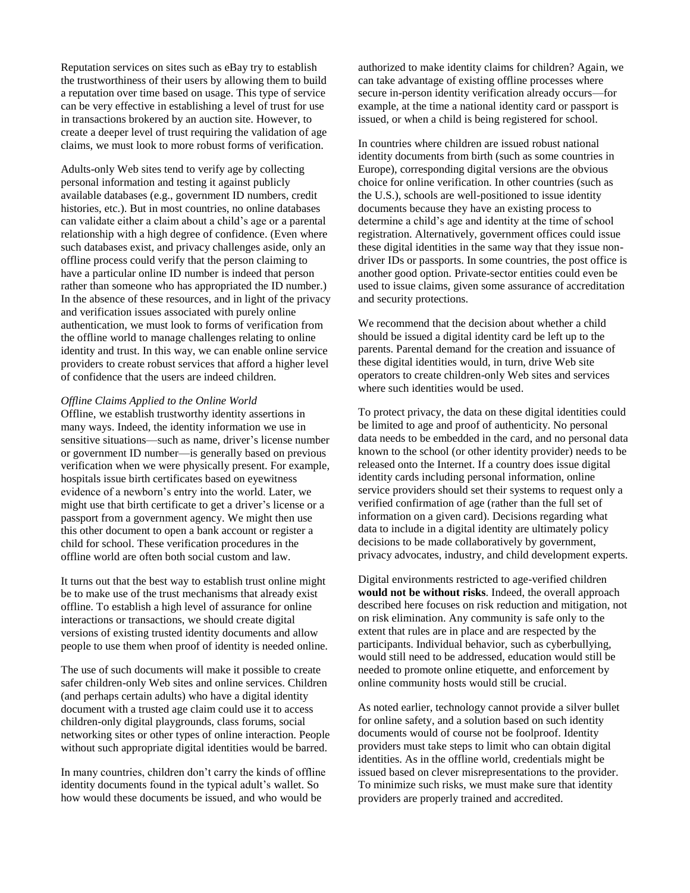Reputation services on sites such as eBay try to establish the trustworthiness of their users by allowing them to build a reputation over time based on usage. This type of service can be very effective in establishing a level of trust for use in transactions brokered by an auction site. However, to create a deeper level of trust requiring the validation of age claims, we must look to more robust forms of verification.

Adults-only Web sites tend to verify age by collecting personal information and testing it against publicly available databases (e.g., government ID numbers, credit histories, etc.). But in most countries, no online databases can validate either a claim about a child's age or a parental relationship with a high degree of confidence. (Even where such databases exist, and privacy challenges aside, only an offline process could verify that the person claiming to have a particular online ID number is indeed that person rather than someone who has appropriated the ID number.) In the absence of these resources, and in light of the privacy and verification issues associated with purely online authentication, we must look to forms of verification from the offline world to manage challenges relating to online identity and trust. In this way, we can enable online service providers to create robust services that afford a higher level of confidence that the users are indeed children.

*Offline Claims Applied to the Online World*

Offline, we establish trustworthy identity assertions in many ways. Indeed, the identity information we use in sensitive situations—such as name, driver's license number or government ID number—is generally based on previous verification when we were physically present. For example, hospitals issue birth certificates based on eyewitness evidence of a newborn's entry into the world. Later, we might use that birth certificate to get a driver's license or a passport from a government agency. We might then use this other document to open a bank account or register a child for school. These verification procedures in the offline world are often both social custom and law.

It turns out that the best way to establish trust online might be to make use of the trust mechanisms that already exist offline. To establish a high level of assurance for online interactions or transactions, we should create digital versions of existing trusted identity documents and allow people to use them when proof of identity is needed online.

The use of such documents will make it possible to create safer children-only Web sites and online services. Children (and perhaps certain adults) who have a digital identity document with a trusted age claim could use it to access children-only digital playgrounds, class forums, social networking sites or other types of online interaction. People without such appropriate digital identities would be barred.

In many countries, children don't carry the kinds of offline identity documents found in the typical adult's wallet. So how would these documents be issued, and who would be authorized to make identity claims for children? Again, we can take advantage of existing offline processes where secure in-person identity verification already occurs—for example, at the time a national identity card or passport is issued, or when a child is being registered for school.

In countries where children are issued robust national identity documents from birth (such as some countries in Europe), corresponding digital versions are the obvious choice for online verification. In other countries (such as the U.S.), schools are well-positioned to issue identity documents because they have an existing process to determine a child's age and identity at the time of school registration. Alternatively, government offices could issue these digital identities in the same way that they issue non-driver IDs or passports. In some countries, the post office is another good option. Private-sector entities could even be used to issue claims, given some assurance of accreditation and security protections.

We recommend that the decision about whether a child should be issued a digital identity card be left up to the parents. Parental demand for the creation and issuance of these digital identities would, in turn, drive Web site operators to create children-only Web sites and services where such identities would be used.

To protect privacy, the data on these digital identities could be limited to age and proof of authenticity. No personal data needs to be embedded in the card, and no personal data known to the school (or other identity provider) needs to be released onto the Internet. If a country does issue digital identity cards including personal information, online service providers should set their systems to request only a verified confirmation of age (rather than the full set of information on a given card). Decisions regarding what data to include in a digital identity are ultimately policy decisions to be made collaboratively by government, privacy advocates, industry, and child development experts.

Digital environments restricted to age-verified children **would not be without risks**. Indeed, the overall approach described here focuses on risk reduction and mitigation, not on risk elimination. Any community is safe only to the extent that rules are in place and are respected by the participants. Individual behavior, such as cyberbullying, would still need to be addressed, education would still be needed to promote online etiquette, and enforcement by online community hosts would still be crucial.

As noted earlier, technology cannot provide a silver bullet for online safety, and a solution based on such identity documents would of course not be foolproof. Identity providers must take steps to limit who can obtain digital identities. As in the offline world, credentials might be issued based on clever misrepresentations to the provider. To minimize such risks, we must make sure that identity providers are properly trained and accredited.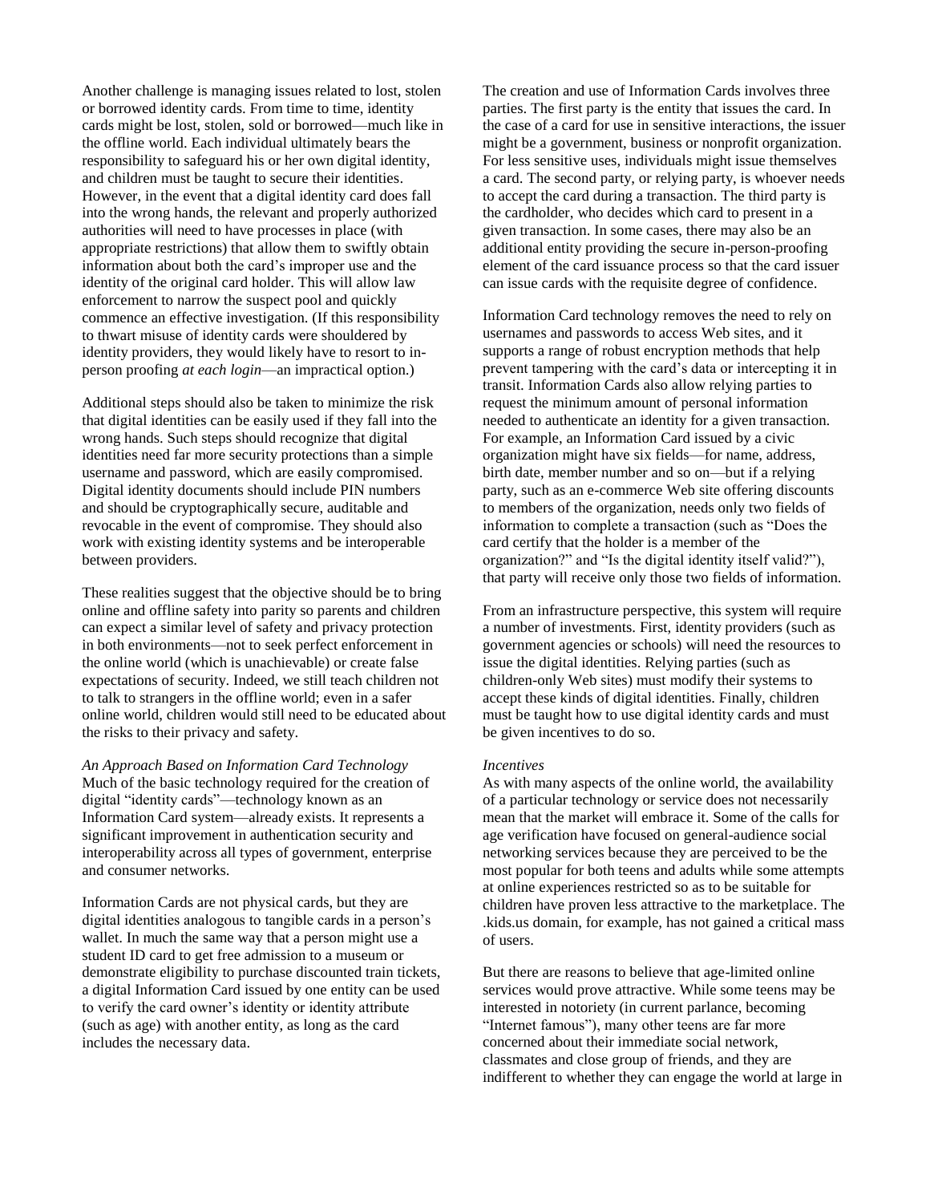Another challenge is managing issues related to lost, stolen or borrowed identity cards. From time to time, identity cards might be lost, stolen, sold or borrowed—much like in the offline world. Each individual ultimately bears the responsibility to safeguard his or her own digital identity, and children must be taught to secure their identities. However, in the event that a digital identity card does fall into the wrong hands, the relevant and properly authorized authorities will need to have processes in place (with appropriate restrictions) that allow them to swiftly obtain information about both the card's improper use and the identity of the original card holder. This will allow law enforcement to narrow the suspect pool and quickly commence an effective investigation. (If this responsibility to thwart misuse of identity cards were shouldered by identity providers, they would likely have to resort to in-person proofing *at each login*—an impractical option.)

Additional steps should also be taken to minimize the risk that digital identities can be easily used if they fall into the wrong hands. Such steps should recognize that digital identities need far more security protections than a simple username and password, which are easily compromised. Digital identity documents should include PIN numbers and should be cryptographically secure, auditable and revocable in the event of compromise. They should also work with existing identity systems and be interoperable between providers.

These realities suggest that the objective should be to bring online and offline safety into parity so parents and children can expect a similar level of safety and privacy protection in both environments—not to seek perfect enforcement in the online world (which is unachievable) or create false expectations of security. Indeed, we still teach children not to talk to strangers in the offline world; even in a safer online world, children would still need to be educated about the risks to their privacy and safety.

*An Approach Based on Information Card Technology*

Much of the basic technology required for the creation of digital "identity cards"—technology known as an Information Card system—already exists. It represents a significant improvement in authentication security and interoperability across all types of government, enterprise and consumer networks.

Information Cards are not physical cards, but they are digital identities analogous to tangible cards in a person's wallet. In much the same way that a person might use a student ID card to get free admission to a museum or demonstrate eligibility to purchase discounted train tickets, a digital Information Card issued by one entity can be used to verify the card owner's identity or identity attribute (such as age) with another entity, as long as the card includes the necessary data.

The creation and use of Information Cards involves three parties. The first party is the entity that issues the card. In the case of a card for use in sensitive interactions, the issuer might be a government, business or nonprofit organization. For less sensitive uses, individuals might issue themselves a card. The second party, or relying party, is whoever needs to accept the card during a transaction. The third party is the cardholder, who decides which card to present in a given transaction. In some cases, there may also be an additional entity providing the secure in-person-proofing element of the card issuance process so that the card issuer can issue cards with the requisite degree of confidence.

Information Card technology removes the need to rely on usernames and passwords to access Web sites, and it supports a range of robust encryption methods that help prevent tampering with the card's data or intercepting it in transit. Information Cards also allow relying parties to request the minimum amount of personal information needed to authenticate an identity for a given transaction. For example, an Information Card issued by a civic organization might have six fields—for name, address, birth date, member number and so on—but if a relying party, such as an e-commerce Web site offering discounts to members of the organization, needs only two fields of information to complete a transaction (such as "Does the card certify that the holder is a member of the organization?" and "Is the digital identity itself valid?"), that party will receive only those two fields of information.

From an infrastructure perspective, this system will require a number of investments. First, identity providers (such as government agencies or schools) will need the resources to issue the digital identities. Relying parties (such as children-only Web sites) must modify their systems to accept these kinds of digital identities. Finally, children must be taught how to use digital identity cards and must be given incentives to do so.

*Incentives*

As with many aspects of the online world, the availability of a particular technology or service does not necessarily mean that the market will embrace it. Some of the calls for age verification have focused on general-audience social networking services because they are perceived to be the most popular for both teens and adults while some attempts at online experiences restricted so as to be suitable for children have proven less attractive to the marketplace. The .kids.us domain, for example, has not gained a critical mass of users.

But there are reasons to believe that age-limited online services would prove attractive. While some teens may be interested in notoriety (in current parlance, becoming "Internet famous"), many other teens are far more concerned about their immediate social network, classmates and close group of friends, and they are indifferent to whether they can engage the world at large in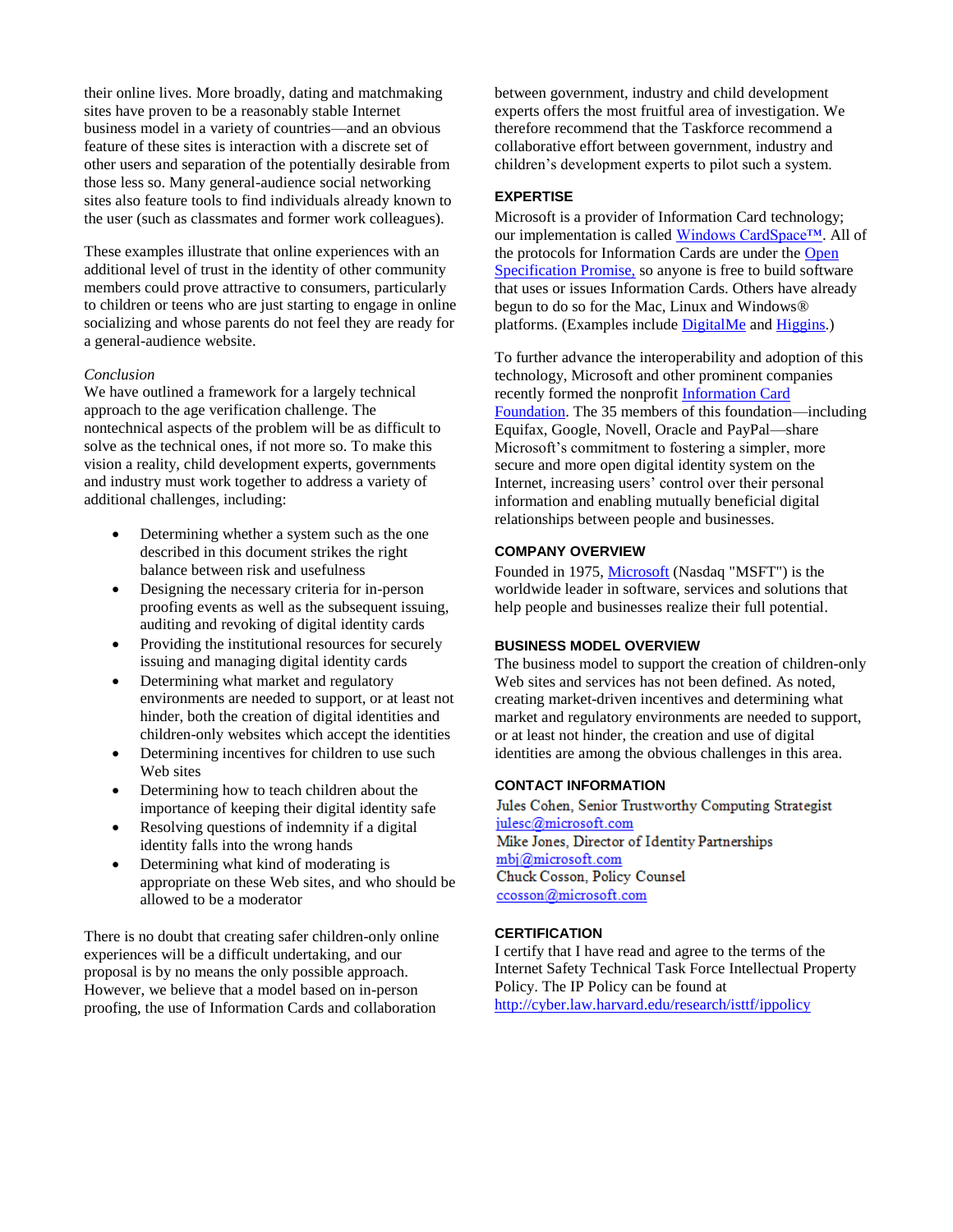their online lives. More broadly, dating and matchmaking sites have proven to be a reasonably stable Internet business model in a variety of countries—and an obvious feature of these sites is interaction with a discrete set of other users and separation of the potentially desirable from those less so. Many general-audience social networking sites also feature tools to find individuals already known to the user (such as classmates and former work colleagues).

These examples illustrate that online experiences with an additional level of trust in the identity of other community members could prove attractive to consumers, particularly to children or teens who are just starting to engage in online socializing and whose parents do not feel they are ready for a general-audience website.

*Conclusion*

We have outlined a framework for a largely technical approach to the age verification challenge. The nontechnical aspects of the problem will be as difficult to solve as the technical ones, if not more so. To make this vision a reality, child development experts, governments and industry must work together to address a variety of additional challenges, including:

- Determining whether a system such as the one described in this document strikes the right balance between risk and usefulness
- Designing the necessary criteria for in-person proofing events as well as the subsequent issuing, auditing and revoking of digital identity cards
- Providing the institutional resources for securely issuing and managing digital identity cards
- Determining what market and regulatory environments are needed to support, or at least not hinder, both the creation of digital identities and children-only websites which accept the identities
- Determining incentives for children to use such Web sites
- Determining how to teach children about the importance of keeping their digital identity safe
- Resolving questions of indemnity if a digital identity falls into the wrong hands
- Determining what kind of moderating is appropriate on these Web sites, and who should be allowed to be a moderator

There is no doubt that creating safer children-only online experiences will be a difficult undertaking, and our proposal is by no means the only possible approach. However, we believe that a model based on in-person proofing, the use of Information Cards and collaboration between government, industry and child development experts offers the most fruitful area of investigation. We therefore recommend that the Taskforce recommend a collaborative effort between government, industry and children's development experts to pilot such a system.

## EXPERTISE

Microsoft is a provider of Information Card technology; our implementation is called Windows CardSpace™. All of the protocols for Information Cards are under the Open Specification Promise, so anyone is free to build software that uses or issues Information Cards. Others have already begun to do so for the Mac, Linux and Windows® platforms. (Examples include DigitalMe and Higgins.)

To further advance the interoperability and adoption of this technology, Microsoft and other prominent companies recently formed the nonprofit Information Card Foundation. The 35 members of this foundation—including Equifax, Google, Novell, Oracle and PayPal—share Microsoft's commitment to fostering a simpler, more secure and more open digital identity system on the Internet, increasing users' control over their personal information and enabling mutually beneficial digital relationships between people and businesses.

## COMPANY OVERVIEW

Founded in 1975, Microsoft (Nasdaq "MSFT") is the worldwide leader in software, services and solutions that help people and businesses realize their full potential.

## BUSINESS MODEL OVERVIEW

The business model to support the creation of children-only Web sites and services has not been defined. As noted, creating market-driven incentives and determining what market and regulatory environments are needed to support, or at least not hinder, the creation and use of digital identities are among the obvious challenges in this area.

## CONTACT INFORMATION

Jules Cohen, Senior Trustworthy Computing Strategist
julesc@microsoft.com
Mike Jones, Director of Identity Partnerships
mbj@microsoft.com
Chuck Cosson, Policy Counsel
ccosson@microsoft.com

## CERTIFICATION

I certify that I have read and agree to the terms of the Internet Safety Technical Task Force Intellectual Property Policy. The IP Policy can be found at http://cyber.law.harvard.edu/research/isttf/ippolicy